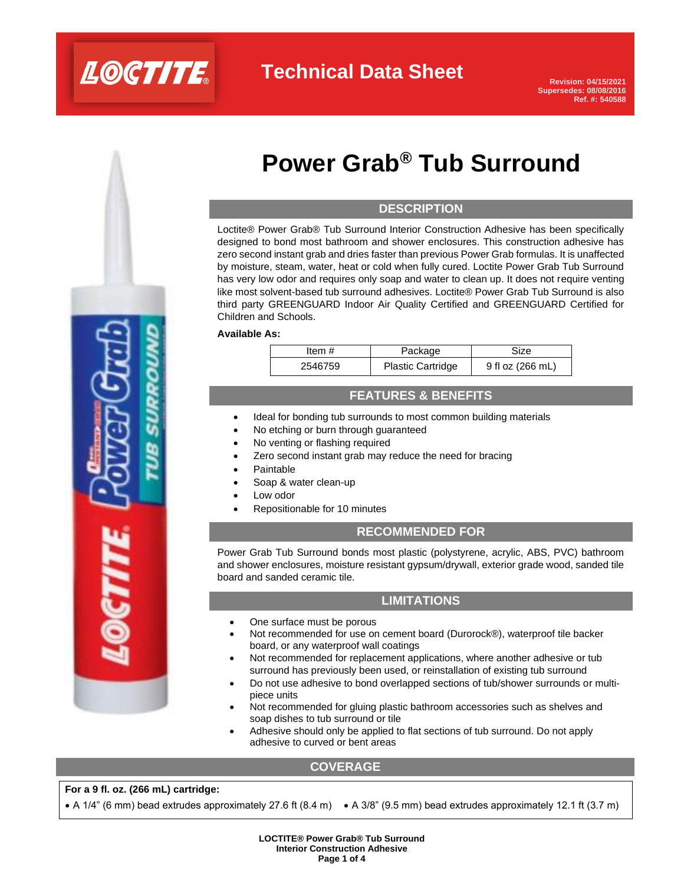Technical Data Sheet

Revision: 04/15/2021
Supersedes: 08/08/2016
Ref. #: 540588

# Power Grab® Tub Surround

## DESCRIPTION

Loctite® Power Grab® Tub Surround Interior Construction Adhesive has been specifically designed to bond most bathroom and shower enclosures. This construction adhesive has zero second instant grab and dries faster than previous Power Grab formulas. It is unaffected by moisture, steam, water, heat or cold when fully cured. Loctite Power Grab Tub Surround has very low odor and requires only soap and water to clean up. It does not require venting like most solvent-based tub surround adhesives. Loctite® Power Grab Tub Surround is also third party GREENGUARD Indoor Air Quality Certified and GREENGUARD Certified for Children and Schools.

**Available As:**

| Item # | Package | Size |
|---|---|---|
| 2546759 | Plastic Cartridge | 9 fl oz (266 mL) |

## FEATURES & BENEFITS

- Ideal for bonding tub surrounds to most common building materials
- No etching or burn through guaranteed
- No venting or flashing required
- Zero second instant grab may reduce the need for bracing
- Paintable
- Soap & water clean-up
- Low odor
- Repositionable for 10 minutes

## RECOMMENDED FOR

Power Grab Tub Surround bonds most plastic (polystyrene, acrylic, ABS, PVC) bathroom and shower enclosures, moisture resistant gypsum/drywall, exterior grade wood, sanded tile board and sanded ceramic tile.

## LIMITATIONS

- One surface must be porous
- Not recommended for use on cement board (Durorock®), waterproof tile backer board, or any waterproof wall coatings
- Not recommended for replacement applications, where another adhesive or tub surround has previously been used, or reinstallation of existing tub surround
- Do not use adhesive to bond overlapped sections of tub/shower surrounds or multi-piece units
- Not recommended for gluing plastic bathroom accessories such as shelves and soap dishes to tub surround or tile
- Adhesive should only be applied to flat sections of tub surround. Do not apply adhesive to curved or bent areas

## COVERAGE

**For a 9 fl. oz. (266 mL) cartridge:**

- A 1/4" (6 mm) bead extrudes approximately 27.6 ft (8.4 m)
- A 3/8" (9.5 mm) bead extrudes approximately 12.1 ft (3.7 m)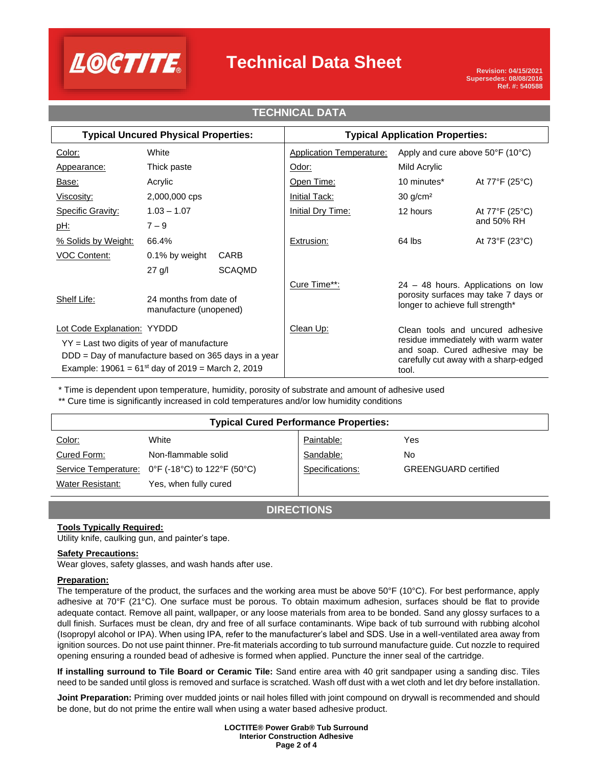## TECHNICAL DATA

| Typical Uncured Physical Properties: | | | Typical Application Properties: | | |
|---|---|---|---|---|---|
| Color: | White | | Application Temperature: | Apply and cure above 50°F (10°C) | |
| Appearance: | Thick paste | | Odor: | Mild Acrylic | |
| Base: | Acrylic | | Open Time: | 10 minutes* | At 77°F (25°C) |
| Viscosity: | 2,000,000 cps | | Initial Tack: | 30 g/cm² | |
| Specific Gravity: | 1.03 – 1.07 | | Initial Dry Time: | 12 hours | At 77°F (25°C) and 50% RH |
| pH: | 7 – 9 | | | | |
| % Solids by Weight: | 66.4% | | Extrusion: | 64 lbs | At 73°F (23°C) |
| VOC Content: | 0.1% by weight | CARB | | | |
| | 27 g/l | SCAQMD | | | |
| Shelf Life: | 24 months from date of manufacture (unopened) | | Cure Time**: | 24 – 48 hours. Applications on low porosity surfaces may take 7 days or longer to achieve full strength* | |
| Lot Code Explanation: | YYDDD | | Clean Up: | Clean tools and uncured adhesive residue immediately with warm water and soap. Cured adhesive may be carefully cut away with a sharp-edged tool. | |

Lot Code Explanation: YYDDD
- YY = Last two digits of year of manufacture
- DDD = Day of manufacture based on 365 days in a year
- Example: 19061 = 61st day of 2019 = March 2, 2019

\* Time is dependent upon temperature, humidity, porosity of substrate and amount of adhesive used

\** Cure time is significantly increased in cold temperatures and/or low humidity conditions

| Typical Cured Performance Properties: | | | |
|---|---|---|---|
| Color: | White | Paintable: | Yes |
| Cured Form: | Non-flammable solid | Sandable: | No |
| Service Temperature: | 0°F (-18°C) to 122°F (50°C) | Specifications: | GREENGUARD certified |
| Water Resistant: | Yes, when fully cured | | |

## DIRECTIONS

**Tools Typically Required:**

Utility knife, caulking gun, and painter's tape.

**Safety Precautions:**

Wear gloves, safety glasses, and wash hands after use.

**Preparation:**

The temperature of the product, the surfaces and the working area must be above 50°F (10°C). For best performance, apply adhesive at 70°F (21°C). One surface must be porous. To obtain maximum adhesion, surfaces should be flat to provide adequate contact. Remove all paint, wallpaper, or any loose materials from area to be bonded. Sand any glossy surfaces to a dull finish. Surfaces must be clean, dry and free of all surface contaminants. Wipe back of tub surround with rubbing alcohol (Isopropyl alcohol or IPA). When using IPA, refer to the manufacturer's label and SDS. Use in a well-ventilated area away from ignition sources. Do not use paint thinner. Pre-fit materials according to tub surround manufacture guide. Cut nozzle to required opening ensuring a rounded bead of adhesive is formed when applied. Puncture the inner seal of the cartridge.

**If installing surround to Tile Board or Ceramic Tile:** Sand entire area with 40 grit sandpaper using a sanding disc. Tiles need to be sanded until gloss is removed and surface is scratched. Wash off dust with a wet cloth and let dry before installation.

**Joint Preparation:** Priming over mudded joints or nail holes filled with joint compound on drywall is recommended and should be done, but do not prime the entire wall when using a water based adhesive product.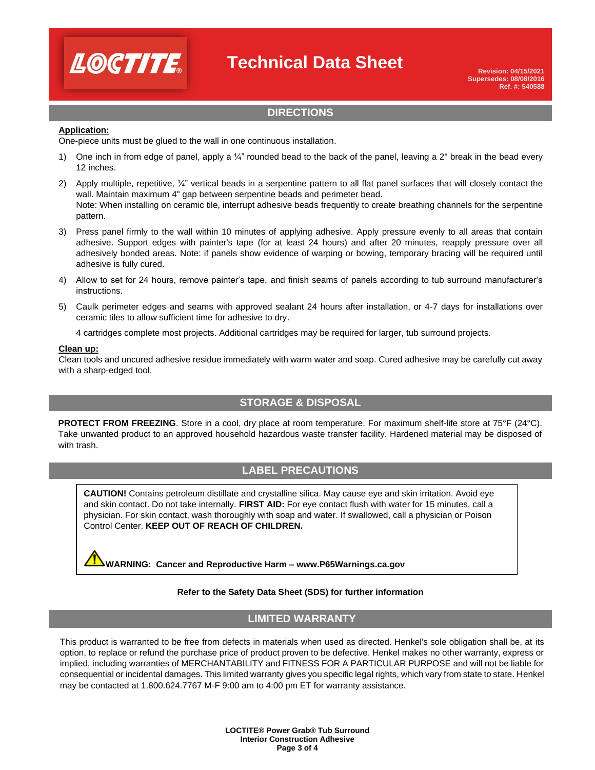## DIRECTIONS

**Application:**

One-piece units must be glued to the wall in one continuous installation.

1) One inch in from edge of panel, apply a ¼" rounded bead to the back of the panel, leaving a 2" break in the bead every 12 inches.
2) Apply multiple, repetitive, ¼" vertical beads in a serpentine pattern to all flat panel surfaces that will closely contact the wall. Maintain maximum 4" gap between serpentine beads and perimeter bead.
   Note: When installing on ceramic tile, interrupt adhesive beads frequently to create breathing channels for the serpentine pattern.
3) Press panel firmly to the wall within 10 minutes of applying adhesive. Apply pressure evenly to all areas that contain adhesive. Support edges with painter's tape (for at least 24 hours) and after 20 minutes, reapply pressure over all adhesively bonded areas. Note: if panels show evidence of warping or bowing, temporary bracing will be required until adhesive is fully cured.
4) Allow to set for 24 hours, remove painter's tape, and finish seams of panels according to tub surround manufacturer's instructions.
5) Caulk perimeter edges and seams with approved sealant 24 hours after installation, or 4-7 days for installations over ceramic tiles to allow sufficient time for adhesive to dry.

   4 cartridges complete most projects. Additional cartridges may be required for larger, tub surround projects.

**Clean up:**

Clean tools and uncured adhesive residue immediately with warm water and soap. Cured adhesive may be carefully cut away with a sharp-edged tool.

## STORAGE & DISPOSAL

**PROTECT FROM FREEZING**. Store in a cool, dry place at room temperature. For maximum shelf-life store at 75°F (24°C). Take unwanted product to an approved household hazardous waste transfer facility. Hardened material may be disposed of with trash.

## LABEL PRECAUTIONS

**CAUTION!** Contains petroleum distillate and crystalline silica. May cause eye and skin irritation. Avoid eye and skin contact. Do not take internally. **FIRST AID:** For eye contact flush with water for 15 minutes, call a physician. For skin contact, wash thoroughly with soap and water. If swallowed, call a physician or Poison Control Center. **KEEP OUT OF REACH OF CHILDREN.**

**WARNING: Cancer and Reproductive Harm – www.P65Warnings.ca.gov**

**Refer to the Safety Data Sheet (SDS) for further information**

## LIMITED WARRANTY

This product is warranted to be free from defects in materials when used as directed. Henkel's sole obligation shall be, at its option, to replace or refund the purchase price of product proven to be defective. Henkel makes no other warranty, express or implied, including warranties of MERCHANTABILITY and FITNESS FOR A PARTICULAR PURPOSE and will not be liable for consequential or incidental damages. This limited warranty gives you specific legal rights, which vary from state to state. Henkel may be contacted at 1.800.624.7767 M-F 9:00 am to 4:00 pm ET for warranty assistance.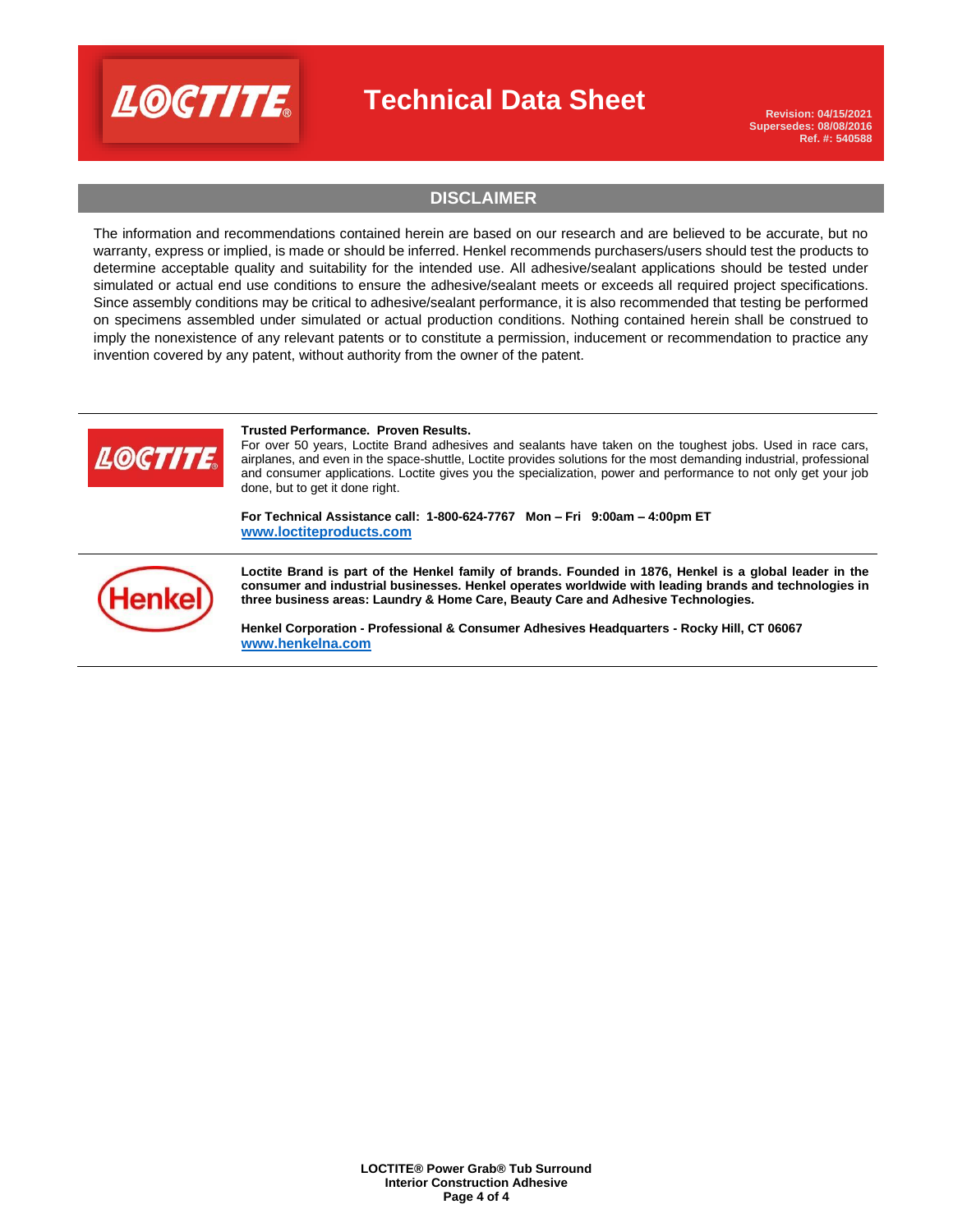## DISCLAIMER

The information and recommendations contained herein are based on our research and are believed to be accurate, but no warranty, express or implied, is made or should be inferred. Henkel recommends purchasers/users should test the products to determine acceptable quality and suitability for the intended use. All adhesive/sealant applications should be tested under simulated or actual end use conditions to ensure the adhesive/sealant meets or exceeds all required project specifications. Since assembly conditions may be critical to adhesive/sealant performance, it is also recommended that testing be performed on specimens assembled under simulated or actual production conditions. Nothing contained herein shall be construed to imply the nonexistence of any relevant patents or to constitute a permission, inducement or recommendation to practice any invention covered by any patent, without authority from the owner of the patent.

**Trusted Performance. Proven Results.**
For over 50 years, Loctite Brand adhesives and sealants have taken on the toughest jobs. Used in race cars, airplanes, and even in the space-shuttle, Loctite provides solutions for the most demanding industrial, professional and consumer applications. Loctite gives you the specialization, power and performance to not only get your job done, but to get it done right.

**For Technical Assistance call: 1-800-624-7767 Mon – Fri 9:00am – 4:00pm ET**
**www.loctiteproducts.com**

**Loctite Brand is part of the Henkel family of brands. Founded in 1876, Henkel is a global leader in the consumer and industrial businesses. Henkel operates worldwide with leading brands and technologies in three business areas: Laundry & Home Care, Beauty Care and Adhesive Technologies.**

**Henkel Corporation - Professional & Consumer Adhesives Headquarters - Rocky Hill, CT 06067**
**www.henkelna.com**